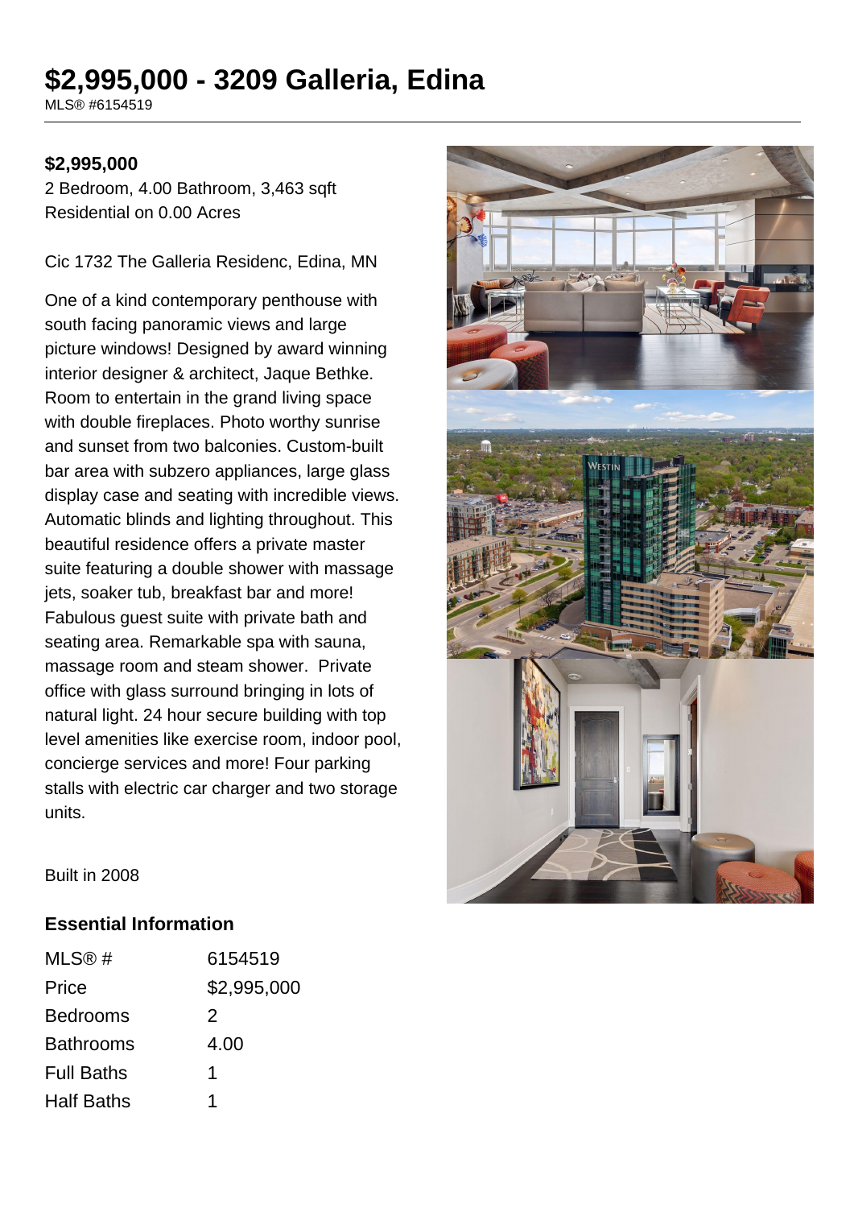# $2,995,000 - 3209 Galleria, Edina

MLS® #6154519

**$2,995,000**

2 Bedroom, 4.00 Bathroom, 3,463 sqft
Residential on 0.00 Acres

Cic 1732 The Galleria Residenc, Edina, MN

One of a kind contemporary penthouse with south facing panoramic views and large picture windows! Designed by award winning interior designer & architect, Jaque Bethke. Room to entertain in the grand living space with double fireplaces. Photo worthy sunrise and sunset from two balconies. Custom-built bar area with subzero appliances, large glass display case and seating with incredible views. Automatic blinds and lighting throughout. This beautiful residence offers a private master suite featuring a double shower with massage jets, soaker tub, breakfast bar and more! Fabulous guest suite with private bath and seating area. Remarkable spa with sauna, massage room and steam shower. Private office with glass surround bringing in lots of natural light. 24 hour secure building with top level amenities like exercise room, indoor pool, concierge services and more! Four parking stalls with electric car charger and two storage units.

Built in 2008

## Essential Information

| | |
|---|---|
| MLS® # | 6154519 |
| Price | $2,995,000 |
| Bedrooms | 2 |
| Bathrooms | 4.00 |
| Full Baths | 1 |
| Half Baths | 1 |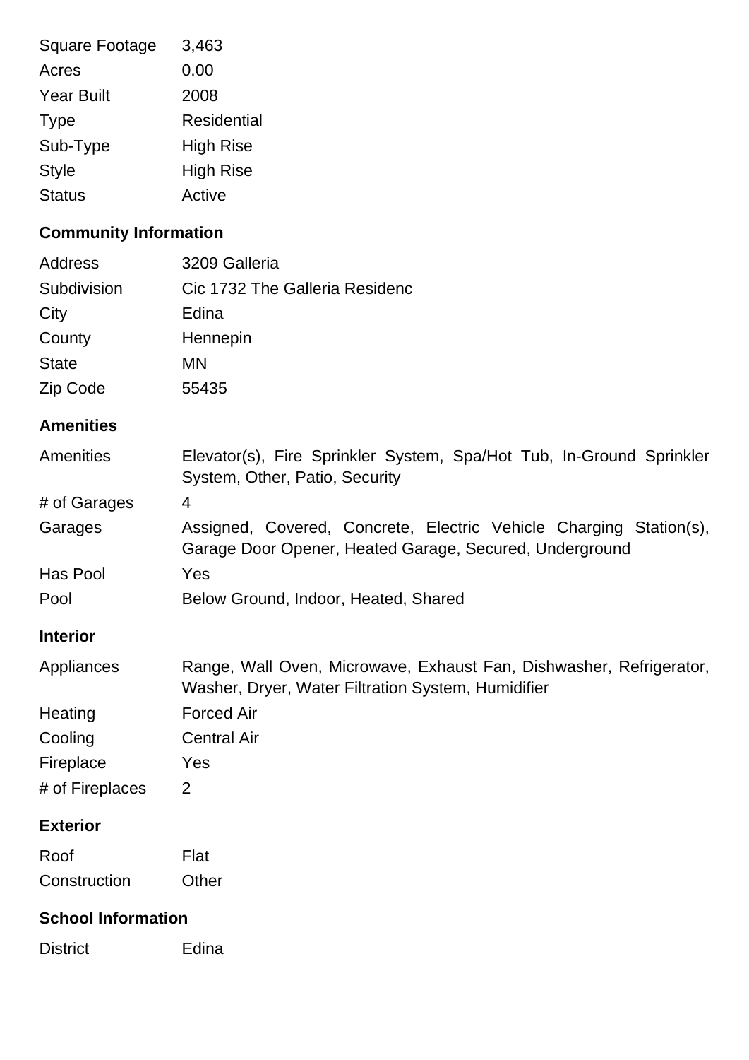| | |
|---|---|
| Square Footage | 3,463 |
| Acres | 0.00 |
| Year Built | 2008 |
| Type | Residential |
| Sub-Type | High Rise |
| Style | High Rise |
| Status | Active |

## Community Information

| | |
|---|---|
| Address | 3209 Galleria |
| Subdivision | Cic 1732 The Galleria Residenc |
| City | Edina |
| County | Hennepin |
| State | MN |
| Zip Code | 55435 |

## Amenities

| | |
|---|---|
| Amenities | Elevator(s), Fire Sprinkler System, Spa/Hot Tub, In-Ground Sprinkler System, Other, Patio, Security |
| # of Garages | 4 |
| Garages | Assigned, Covered, Concrete, Electric Vehicle Charging Station(s), Garage Door Opener, Heated Garage, Secured, Underground |
| Has Pool | Yes |
| Pool | Below Ground, Indoor, Heated, Shared |

## Interior

| | |
|---|---|
| Appliances | Range, Wall Oven, Microwave, Exhaust Fan, Dishwasher, Refrigerator, Washer, Dryer, Water Filtration System, Humidifier |
| Heating | Forced Air |
| Cooling | Central Air |
| Fireplace | Yes |
| # of Fireplaces | 2 |

## Exterior

| | |
|---|---|
| Roof | Flat |
| Construction | Other |

## School Information

| | |
|---|---|
| District | Edina |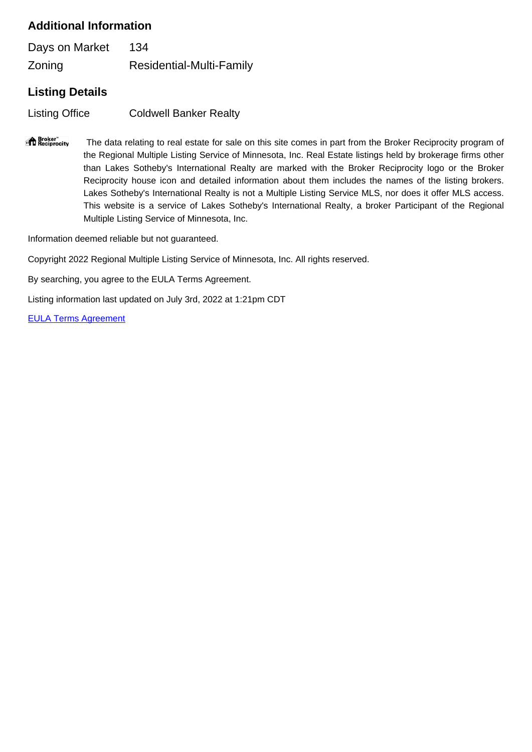## Additional Information

| | |
|---|---|
| Days on Market | 134 |
| Zoning | Residential-Multi-Family |

## Listing Details

| | |
|---|---|
| Listing Office | Coldwell Banker Realty |

The data relating to real estate for sale on this site comes in part from the Broker Reciprocity program of the Regional Multiple Listing Service of Minnesota, Inc. Real Estate listings held by brokerage firms other than Lakes Sotheby's International Realty are marked with the Broker Reciprocity logo or the Broker Reciprocity house icon and detailed information about them includes the names of the listing brokers. Lakes Sotheby's International Realty is not a Multiple Listing Service MLS, nor does it offer MLS access. This website is a service of Lakes Sotheby's International Realty, a broker Participant of the Regional Multiple Listing Service of Minnesota, Inc.

Information deemed reliable but not guaranteed.

Copyright 2022 Regional Multiple Listing Service of Minnesota, Inc. All rights reserved.

By searching, you agree to the EULA Terms Agreement.

Listing information last updated on July 3rd, 2022 at 1:21pm CDT

EULA Terms Agreement